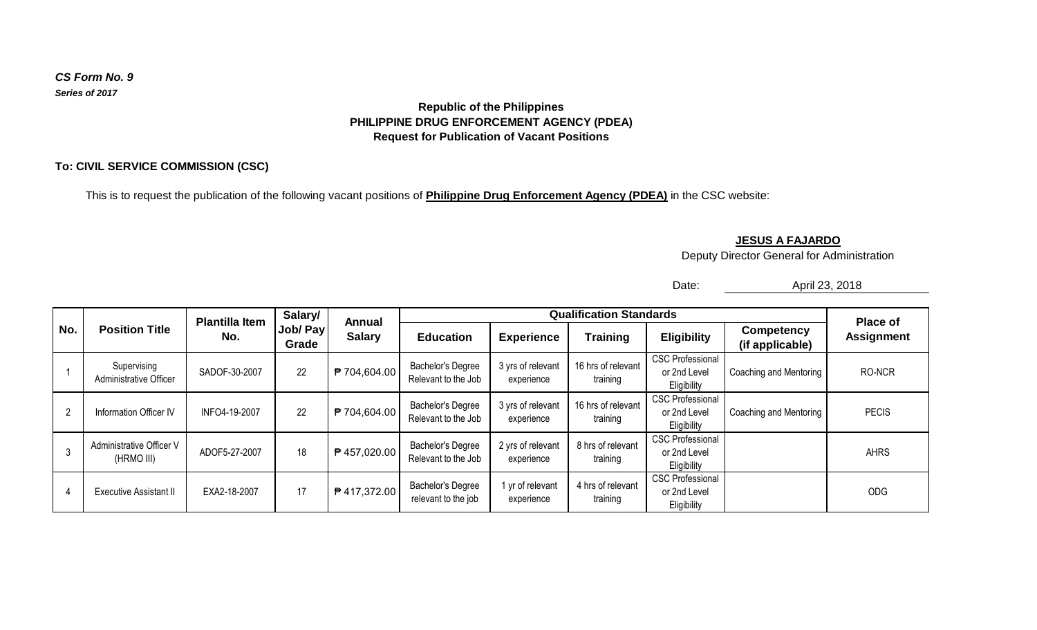*CS Form No. 9*
***Series of 2017***

**Republic of the Philippines**
**PHILIPPINE DRUG ENFORCEMENT AGENCY (PDEA)**
**Request for Publication of Vacant Positions**

**To: CIVIL SERVICE COMMISSION (CSC)**

This is to request the publication of the following vacant positions of **Philippine Drug Enforcement Agency (PDEA)** in the CSC website:

**JESUS A FAJARDO**
Deputy Director General for Administration

Date: April 23, 2018

| No. | Position Title | Plantilla Item No. | Salary/ Job/ Pay Grade | Annual Salary | Qualification Standards | | | | | Place of Assignment |
|---|---|---|---|---|---|---|---|---|---|---|
| | | | | | Education | Experience | Training | Eligibility | Competency (if applicable) | |
| 1 | Supervising Administrative Officer | SADOF-30-2007 | 22 | ₱ 704,604.00 | Bachelor's Degree Relevant to the Job | 3 yrs of relevant experience | 16 hrs of relevant training | CSC Professional or 2nd Level Eligibility | Coaching and Mentoring | RO-NCR |
| 2 | Information Officer IV | INFO4-19-2007 | 22 | ₱ 704,604.00 | Bachelor's Degree Relevant to the Job | 3 yrs of relevant experience | 16 hrs of relevant training | CSC Professional or 2nd Level Eligibility | Coaching and Mentoring | PECIS |
| 3 | Administrative Officer V (HRMO III) | ADOF5-27-2007 | 18 | ₱ 457,020.00 | Bachelor's Degree Relevant to the Job | 2 yrs of relevant experience | 8 hrs of relevant training | CSC Professional or 2nd Level Eligibility | | AHRS |
| 4 | Executive Assistant II | EXA2-18-2007 | 17 | ₱ 417,372.00 | Bachelor's Degree relevant to the job | 1 yr of relevant experience | 4 hrs of relevant training | CSC Professional or 2nd Level Eligibility | | ODG |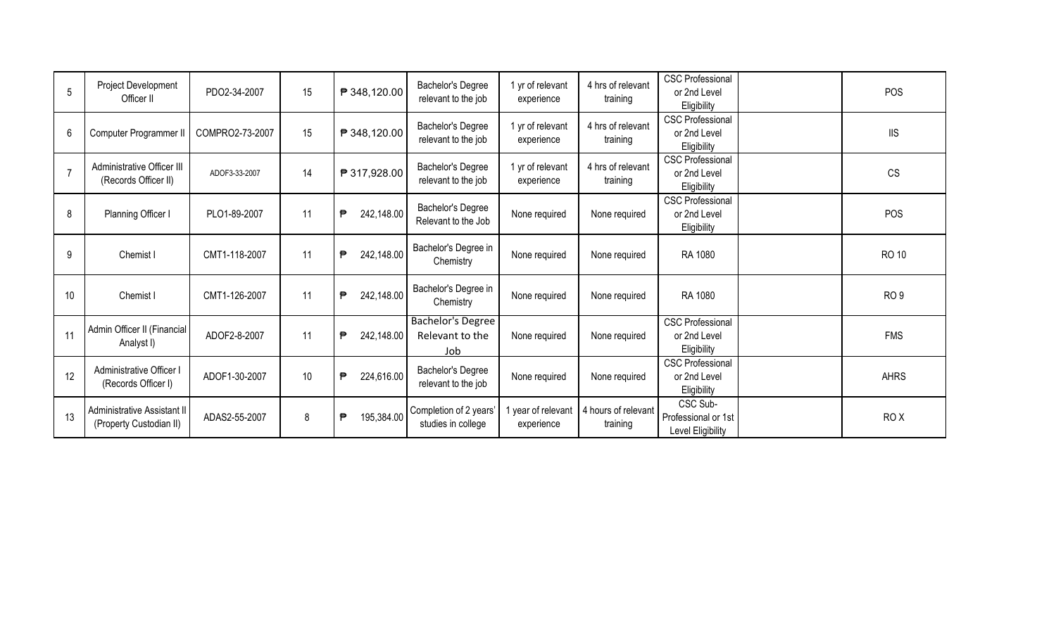| 5 | Project Development Officer II | PDO2-34-2007 | 15 | ₱ 348,120.00 | Bachelor's Degree relevant to the job | 1 yr of relevant experience | 4 hrs of relevant training | CSC Professional or 2nd Level Eligibility | | POS |
|---|---|---|---|---|---|---|---|---|---|---|
| 6 | Computer Programmer II | COMPRO2-73-2007 | 15 | ₱ 348,120.00 | Bachelor's Degree relevant to the job | 1 yr of relevant experience | 4 hrs of relevant training | CSC Professional or 2nd Level Eligibility | | IIS |
| 7 | Administrative Officer III (Records Officer II) | ADOF3-33-2007 | 14 | ₱ 317,928.00 | Bachelor's Degree relevant to the job | 1 yr of relevant experience | 4 hrs of relevant training | CSC Professional or 2nd Level Eligibility | | CS |
| 8 | Planning Officer I | PLO1-89-2007 | 11 | ₱ 242,148.00 | Bachelor's Degree Relevant to the Job | None required | None required | CSC Professional or 2nd Level Eligibility | | POS |
| 9 | Chemist I | CMT1-118-2007 | 11 | ₱ 242,148.00 | Bachelor's Degree in Chemistry | None required | None required | RA 1080 | | RO 10 |
| 10 | Chemist I | CMT1-126-2007 | 11 | ₱ 242,148.00 | Bachelor's Degree in Chemistry | None required | None required | RA 1080 | | RO 9 |
| 11 | Admin Officer II (Financial Analyst I) | ADOF2-8-2007 | 11 | ₱ 242,148.00 | Bachelor's Degree Relevant to the Job | None required | None required | CSC Professional or 2nd Level Eligibility | | FMS |
| 12 | Administrative Officer I (Records Officer I) | ADOF1-30-2007 | 10 | ₱ 224,616.00 | Bachelor's Degree relevant to the job | None required | None required | CSC Professional or 2nd Level Eligibility | | AHRS |
| 13 | Administrative Assistant II (Property Custodian II) | ADAS2-55-2007 | 8 | ₱ 195,384.00 | Completion of 2 years' studies in college | 1 year of relevant experience | 4 hours of relevant training | CSC Sub-Professional or 1st Level Eligibility | | RO X |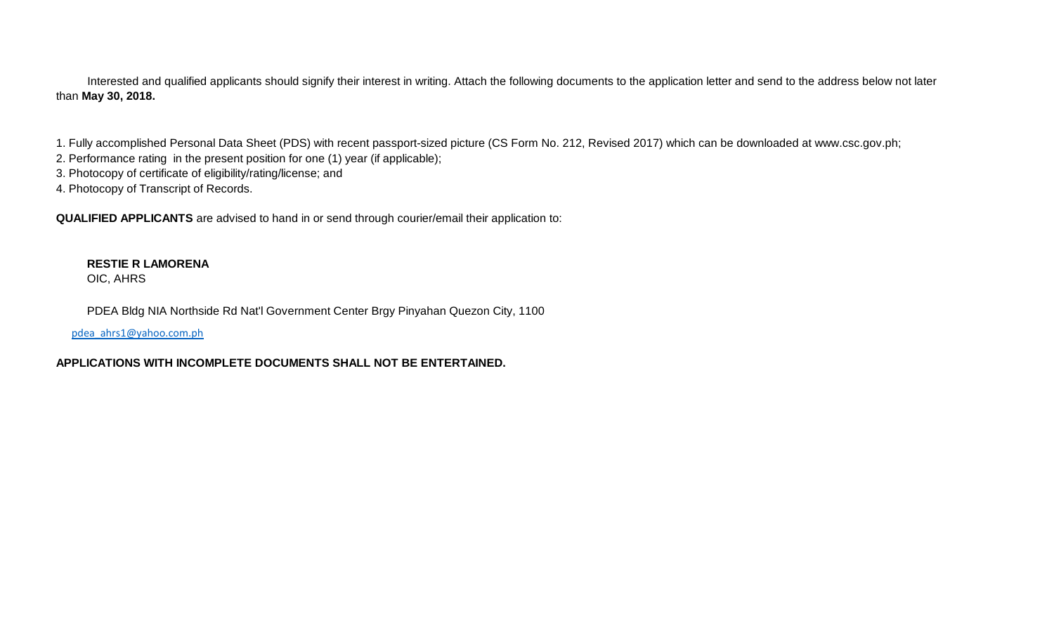Interested and qualified applicants should signify their interest in writing. Attach the following documents to the application letter and send to the address below not later than **May 30, 2018.**

1. Fully accomplished Personal Data Sheet (PDS) with recent passport-sized picture (CS Form No. 212, Revised 2017) which can be downloaded at www.csc.gov.ph;
2. Performance rating in the present position for one (1) year (if applicable);
3. Photocopy of certificate of eligibility/rating/license; and
4. Photocopy of Transcript of Records.

**QUALIFIED APPLICANTS** are advised to hand in or send through courier/email their application to:

**RESTIE R LAMORENA**
OIC, AHRS

PDEA Bldg NIA Northside Rd Nat'l Government Center Brgy Pinyahan Quezon City, 1100

pdea_ahrs1@yahoo.com.ph

**APPLICATIONS WITH INCOMPLETE DOCUMENTS SHALL NOT BE ENTERTAINED.**